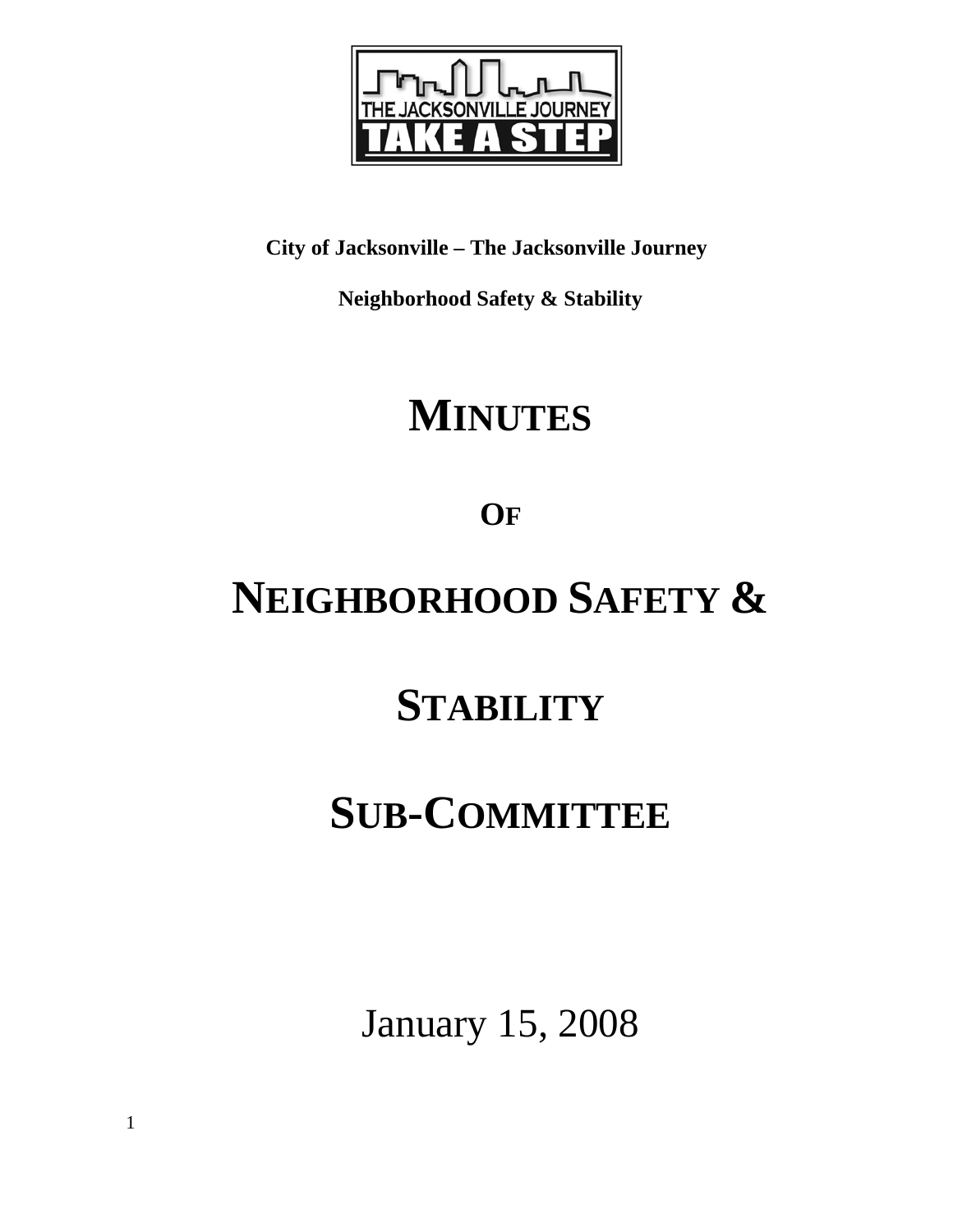THE JACKSONVILLE JOURNEY

TAKE A STEP

**City of Jacksonville – The Jacksonville Journey**

**Neighborhood Safety & Stability**

# MINUTES

# OF

# NEIGHBORHOOD SAFETY &

# STABILITY

# SUB-COMMITTEE

January 15, 2008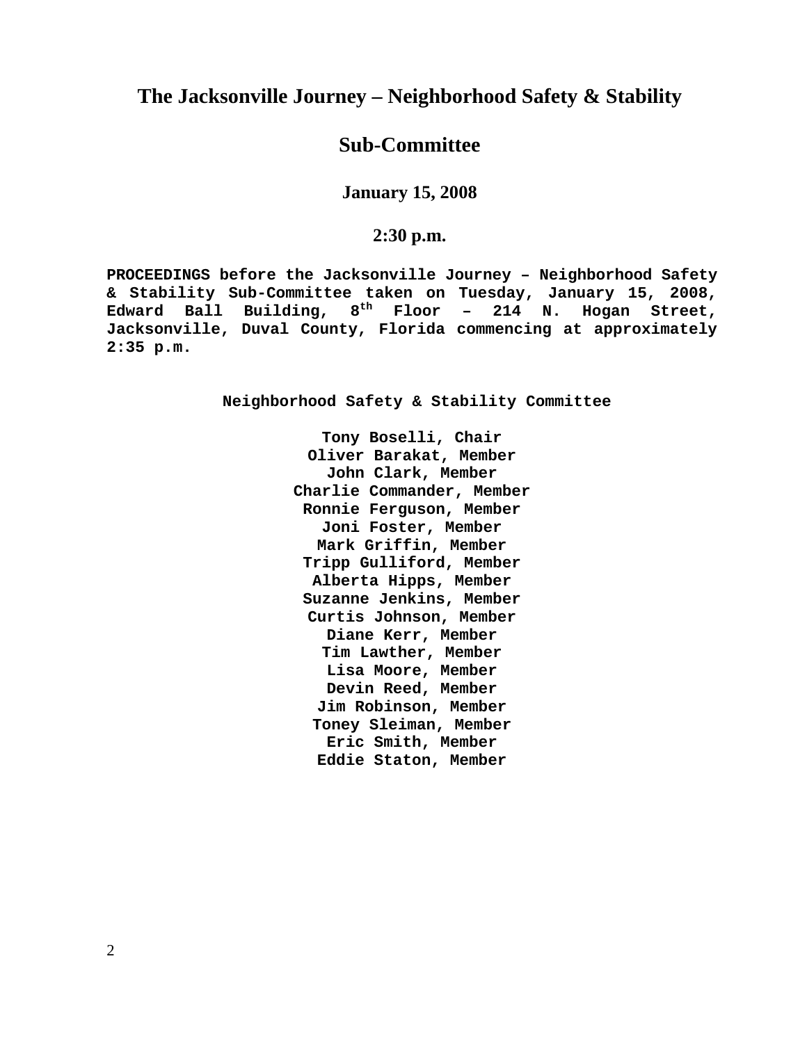# The Jacksonville Journey – Neighborhood Safety & Stability

# Sub-Committee

### January 15, 2008

### 2:30 p.m.

**PROCEEDINGS before the Jacksonville Journey – Neighborhood Safety & Stability Sub-Committee taken on Tuesday, January 15, 2008, Edward Ball Building, 8th Floor – 214 N. Hogan Street, Jacksonville, Duval County, Florida commencing at approximately 2:35 p.m.**

**Neighborhood Safety & Stability Committee**

**Tony Boselli, Chair**
**Oliver Barakat, Member**
**John Clark, Member**
**Charlie Commander, Member**
**Ronnie Ferguson, Member**
**Joni Foster, Member**
**Mark Griffin, Member**
**Tripp Gulliford, Member**
**Alberta Hipps, Member**
**Suzanne Jenkins, Member**
**Curtis Johnson, Member**
**Diane Kerr, Member**
**Tim Lawther, Member**
**Lisa Moore, Member**
**Devin Reed, Member**
**Jim Robinson, Member**
**Toney Sleiman, Member**
**Eric Smith, Member**
**Eddie Staton, Member**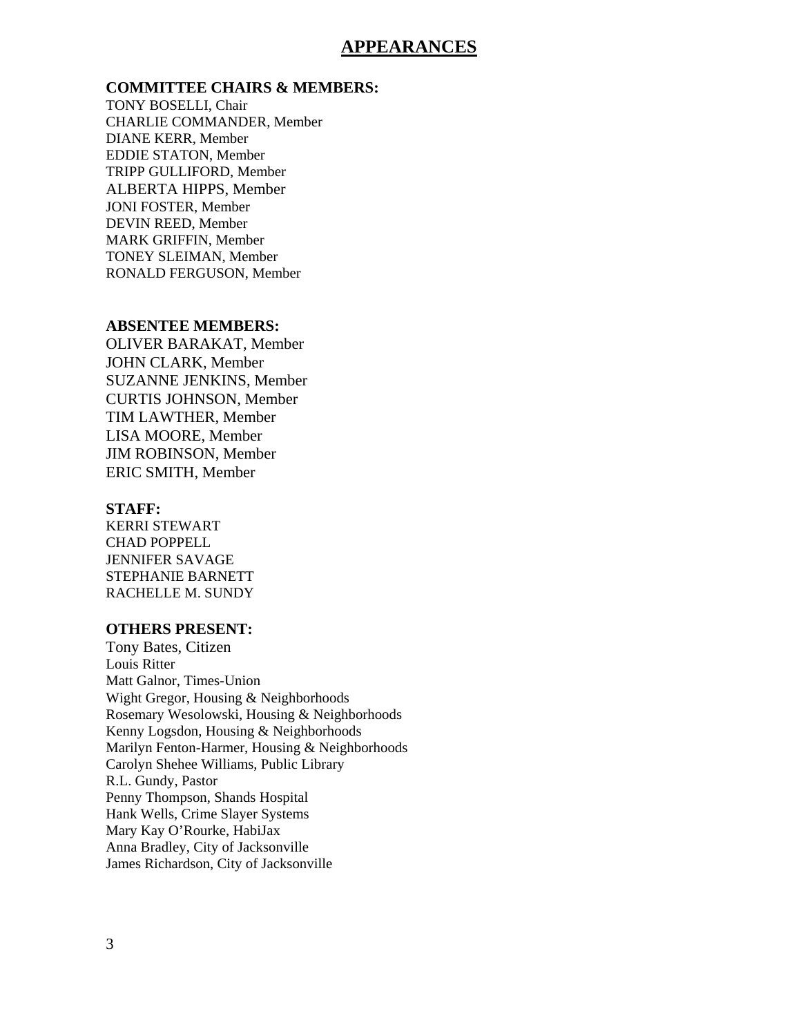# APPEARANCES

**COMMITTEE CHAIRS & MEMBERS:**

TONY BOSELLI, Chair
CHARLIE COMMANDER, Member
DIANE KERR, Member
EDDIE STATON, Member
TRIPP GULLIFORD, Member
ALBERTA HIPPS, Member
JONI FOSTER, Member
DEVIN REED, Member
MARK GRIFFIN, Member
TONEY SLEIMAN, Member
RONALD FERGUSON, Member

**ABSENTEE MEMBERS:**

OLIVER BARAKAT, Member
JOHN CLARK, Member
SUZANNE JENKINS, Member
CURTIS JOHNSON, Member
TIM LAWTHER, Member
LISA MOORE, Member
JIM ROBINSON, Member
ERIC SMITH, Member

**STAFF:**

KERRI STEWART
CHAD POPPELL
JENNIFER SAVAGE
STEPHANIE BARNETT
RACHELLE M. SUNDY

**OTHERS PRESENT:**

Tony Bates, Citizen
Louis Ritter
Matt Galnor, Times-Union
Wight Gregor, Housing & Neighborhoods
Rosemary Wesolowski, Housing & Neighborhoods
Kenny Logsdon, Housing & Neighborhoods
Marilyn Fenton-Harmer, Housing & Neighborhoods
Carolyn Shehee Williams, Public Library
R.L. Gundy, Pastor
Penny Thompson, Shands Hospital
Hank Wells, Crime Slayer Systems
Mary Kay O'Rourke, HabiJax
Anna Bradley, City of Jacksonville
James Richardson, City of Jacksonville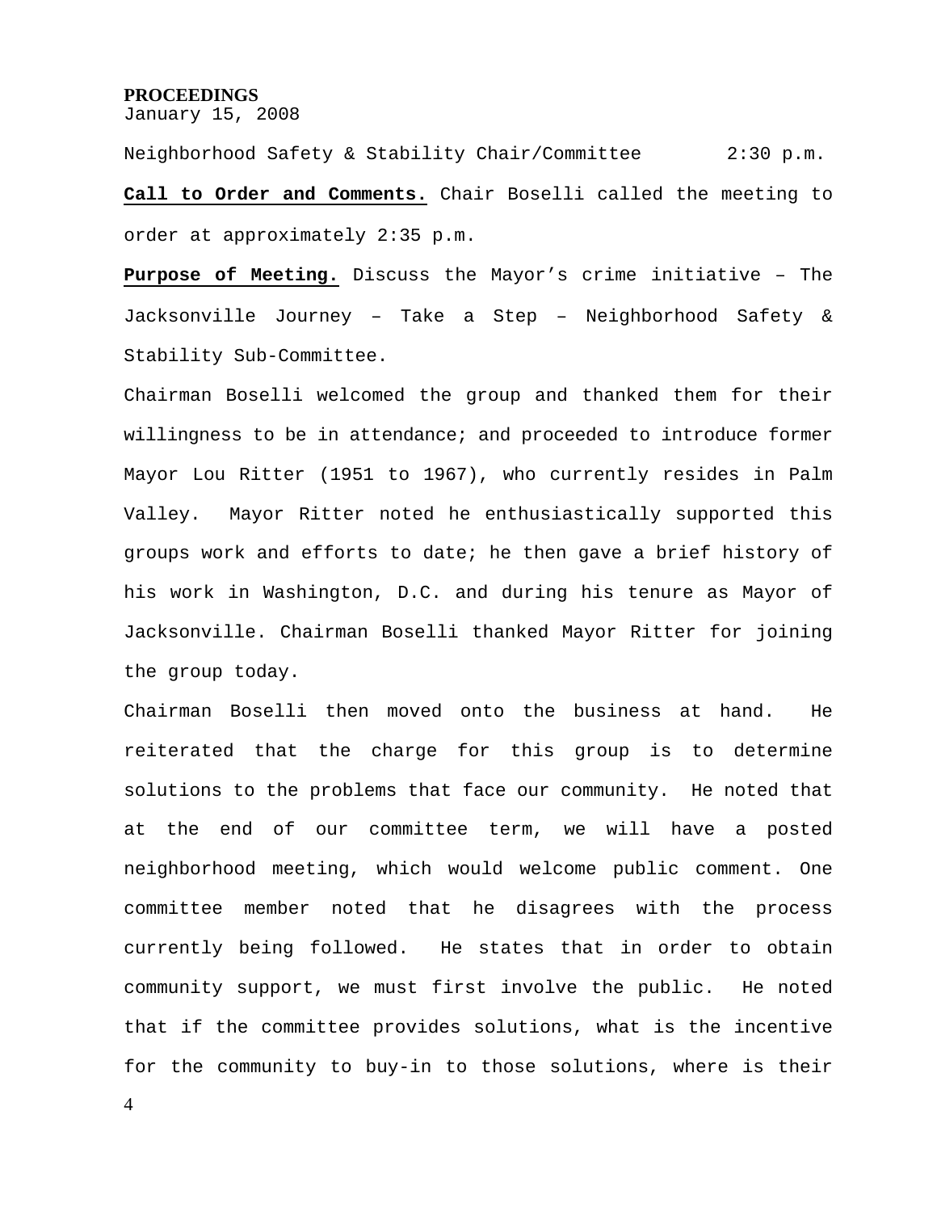**PROCEEDINGS**
January 15, 2008

Neighborhood Safety & Stability Chair/Committee 2:30 p.m.

**Call to Order and Comments.** Chair Boselli called the meeting to order at approximately 2:35 p.m.

**Purpose of Meeting.** Discuss the Mayor's crime initiative – The Jacksonville Journey – Take a Step – Neighborhood Safety & Stability Sub-Committee.

Chairman Boselli welcomed the group and thanked them for their willingness to be in attendance; and proceeded to introduce former Mayor Lou Ritter (1951 to 1967), who currently resides in Palm Valley. Mayor Ritter noted he enthusiastically supported this groups work and efforts to date; he then gave a brief history of his work in Washington, D.C. and during his tenure as Mayor of Jacksonville. Chairman Boselli thanked Mayor Ritter for joining the group today.

Chairman Boselli then moved onto the business at hand. He reiterated that the charge for this group is to determine solutions to the problems that face our community. He noted that at the end of our committee term, we will have a posted neighborhood meeting, which would welcome public comment. One committee member noted that he disagrees with the process currently being followed. He states that in order to obtain community support, we must first involve the public. He noted that if the committee provides solutions, what is the incentive for the community to buy-in to those solutions, where is their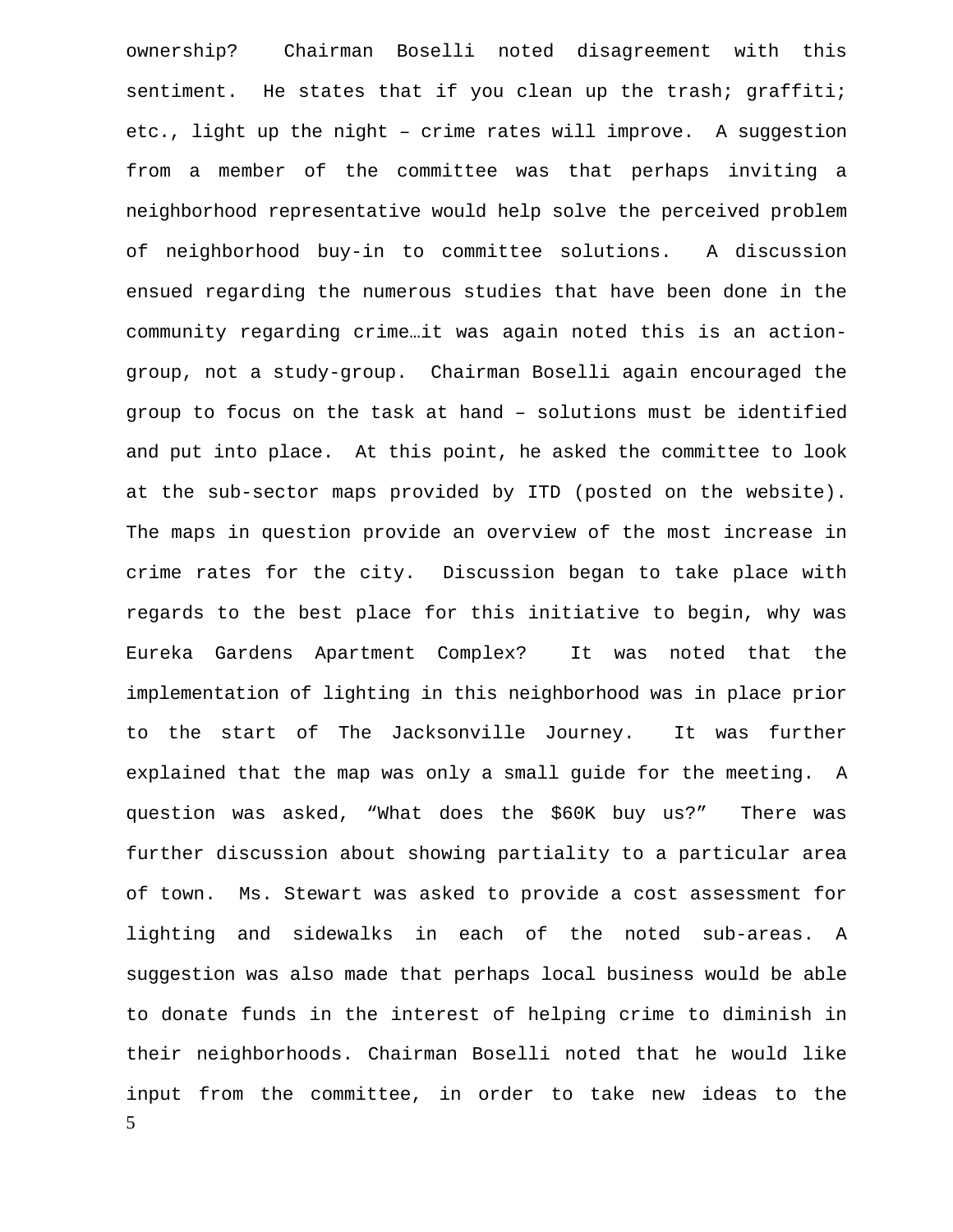ownership? Chairman Boselli noted disagreement with this sentiment. He states that if you clean up the trash; graffiti; etc., light up the night – crime rates will improve. A suggestion from a member of the committee was that perhaps inviting a neighborhood representative would help solve the perceived problem of neighborhood buy-in to committee solutions. A discussion ensued regarding the numerous studies that have been done in the community regarding crime…it was again noted this is an action-group, not a study-group. Chairman Boselli again encouraged the group to focus on the task at hand – solutions must be identified and put into place. At this point, he asked the committee to look at the sub-sector maps provided by ITD (posted on the website). The maps in question provide an overview of the most increase in crime rates for the city. Discussion began to take place with regards to the best place for this initiative to begin, why was Eureka Gardens Apartment Complex? It was noted that the implementation of lighting in this neighborhood was in place prior to the start of The Jacksonville Journey. It was further explained that the map was only a small guide for the meeting. A question was asked, “What does the $60K buy us?” There was further discussion about showing partiality to a particular area of town. Ms. Stewart was asked to provide a cost assessment for lighting and sidewalks in each of the noted sub-areas. A suggestion was also made that perhaps local business would be able to donate funds in the interest of helping crime to diminish in their neighborhoods. Chairman Boselli noted that he would like input from the committee, in order to take new ideas to the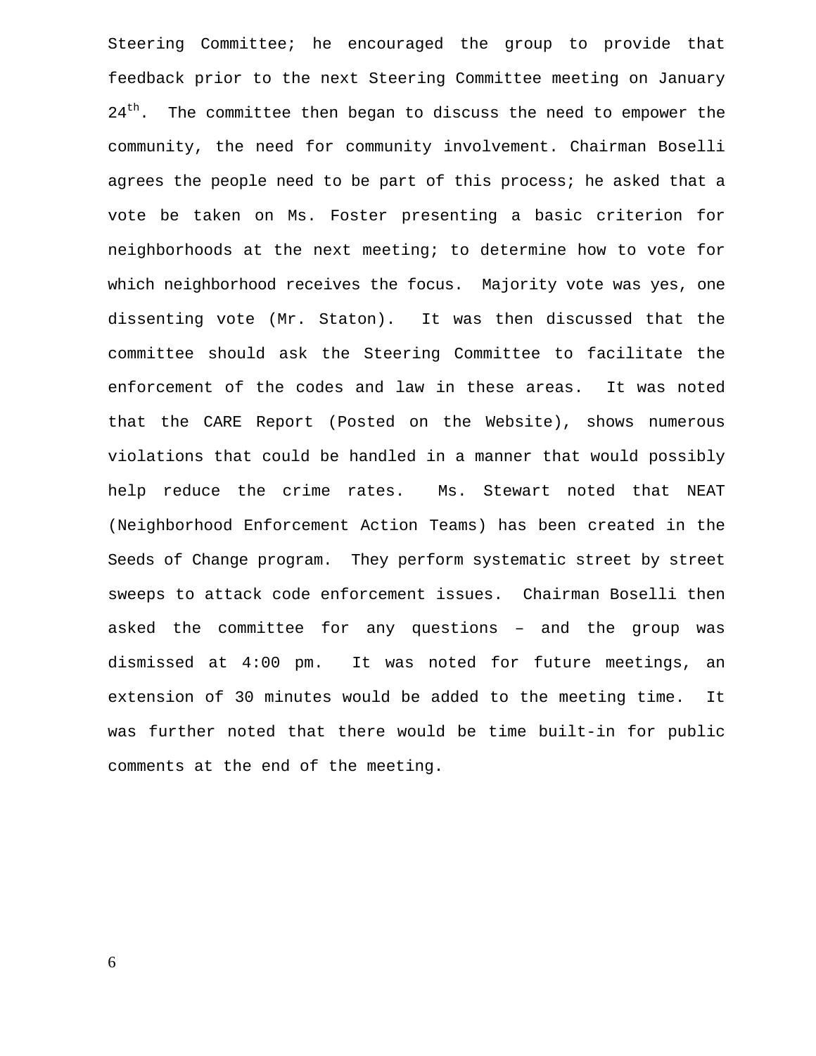Steering Committee; he encouraged the group to provide that feedback prior to the next Steering Committee meeting on January 24th. The committee then began to discuss the need to empower the community, the need for community involvement. Chairman Boselli agrees the people need to be part of this process; he asked that a vote be taken on Ms. Foster presenting a basic criterion for neighborhoods at the next meeting; to determine how to vote for which neighborhood receives the focus. Majority vote was yes, one dissenting vote (Mr. Staton). It was then discussed that the committee should ask the Steering Committee to facilitate the enforcement of the codes and law in these areas. It was noted that the CARE Report (Posted on the Website), shows numerous violations that could be handled in a manner that would possibly help reduce the crime rates. Ms. Stewart noted that NEAT (Neighborhood Enforcement Action Teams) has been created in the Seeds of Change program. They perform systematic street by street sweeps to attack code enforcement issues. Chairman Boselli then asked the committee for any questions – and the group was dismissed at 4:00 pm. It was noted for future meetings, an extension of 30 minutes would be added to the meeting time. It was further noted that there would be time built-in for public comments at the end of the meeting.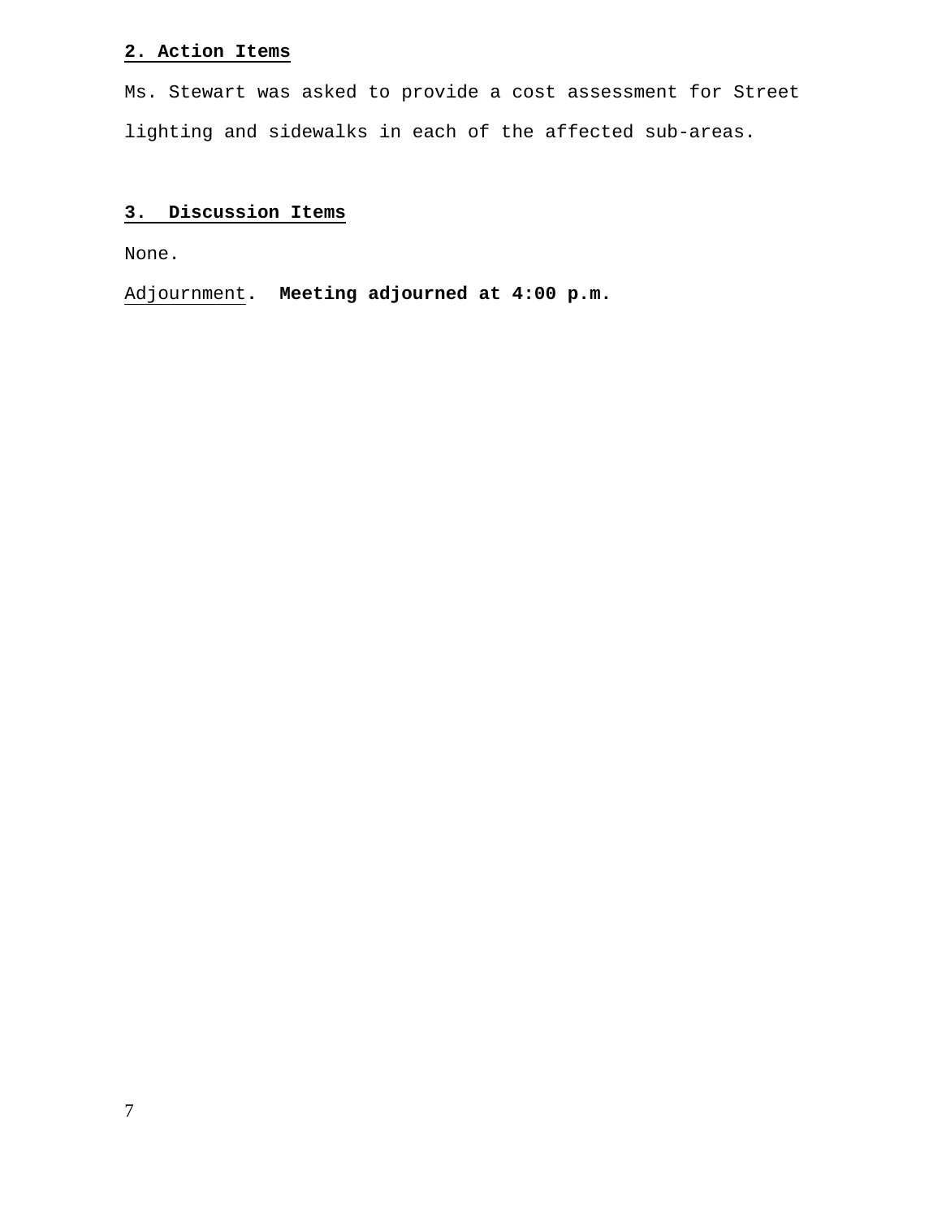**2. Action Items**

Ms. Stewart was asked to provide a cost assessment for Street lighting and sidewalks in each of the affected sub-areas.

**3. Discussion Items**

None.

Adjournment. **Meeting adjourned at 4:00 p.m.**